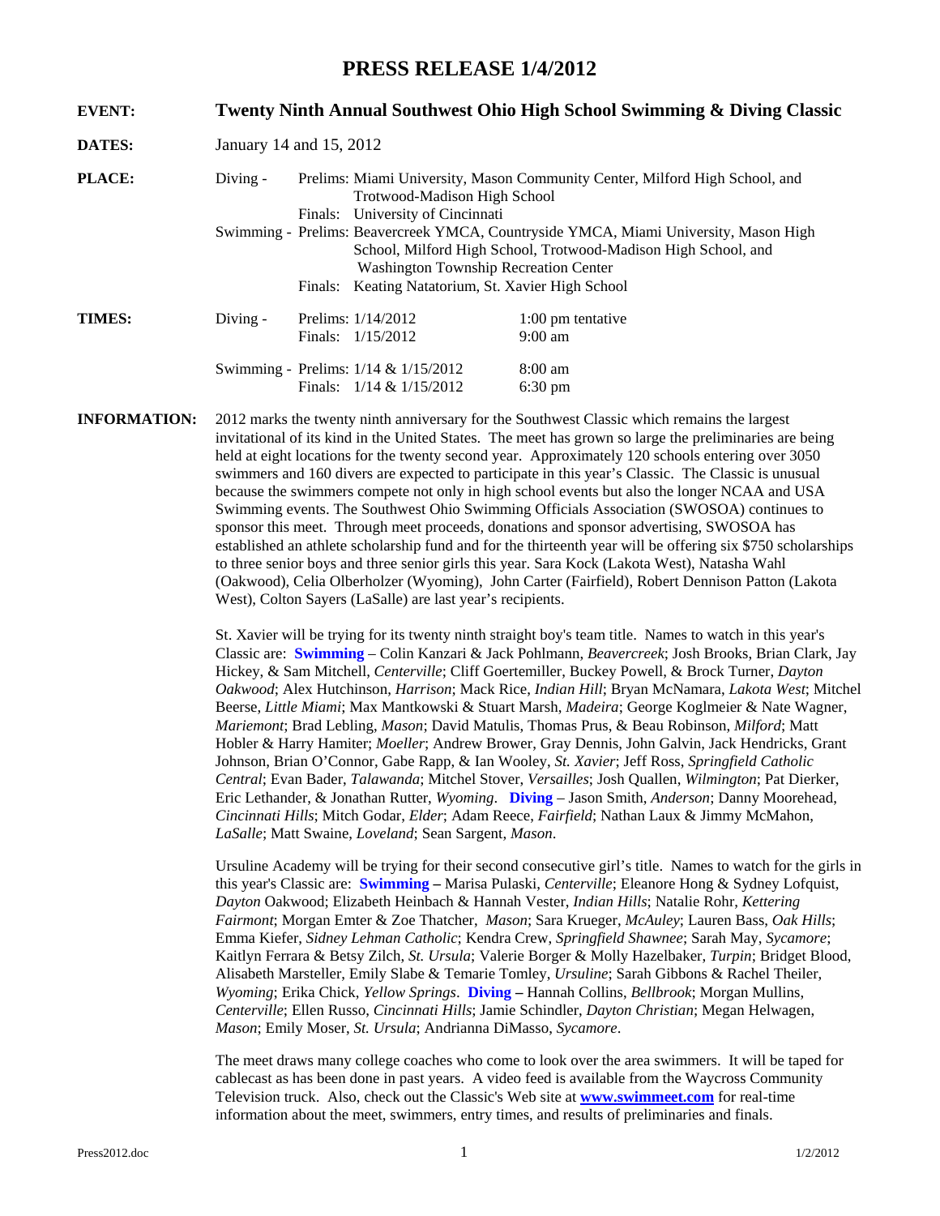# PRESS RELEASE 1/4/2012

**EVENT:** **Twenty Ninth Annual Southwest Ohio High School Swimming & Diving Classic**

**DATES:** January 14 and 15, 2012

**PLACE:**

Diving -
- Prelims: Miami University, Mason Community Center, Milford High School, and Trotwood-Madison High School
- Finals: University of Cincinnati

Swimming -
- Prelims: Beavercreek YMCA, Countryside YMCA, Miami University, Mason High School, Milford High School, Trotwood-Madison High School, and Washington Township Recreation Center
- Finals: Keating Natatorium, St. Xavier High School

**TIMES:**

| | | | |
|---|---|---|---|
| Diving - | Prelims: | 1/14/2012 | 1:00 pm tentative |
| | Finals: | 1/15/2012 | 9:00 am |
| Swimming - | Prelims: | 1/14 & 1/15/2012 | 8:00 am |
| | Finals: | 1/14 & 1/15/2012 | 6:30 pm |

**INFORMATION:** 2012 marks the twenty ninth anniversary for the Southwest Classic which remains the largest invitational of its kind in the United States. The meet has grown so large the preliminaries are being held at eight locations for the twenty second year. Approximately 120 schools entering over 3050 swimmers and 160 divers are expected to participate in this year's Classic. The Classic is unusual because the swimmers compete not only in high school events but also the longer NCAA and USA Swimming events. The Southwest Ohio Swimming Officials Association (SWOSOA) continues to sponsor this meet. Through meet proceeds, donations and sponsor advertising, SWOSOA has established an athlete scholarship fund and for the thirteenth year will be offering six $750 scholarships to three senior boys and three senior girls this year. Sara Kock (Lakota West), Natasha Wahl (Oakwood), Celia Olberholzer (Wyoming), John Carter (Fairfield), Robert Dennison Patton (Lakota West), Colton Sayers (LaSalle) are last year's recipients.

St. Xavier will be trying for its twenty ninth straight boy's team title. Names to watch in this year's Classic are: **Swimming** – Colin Kanzari & Jack Pohlmann, *Beavercreek*; Josh Brooks, Brian Clark, Jay Hickey, & Sam Mitchell, *Centerville*; Cliff Goertemiller, Buckey Powell, & Brock Turner, *Dayton Oakwood*; Alex Hutchinson, *Harrison*; Mack Rice, *Indian Hill*; Bryan McNamara, *Lakota West*; Mitchel Beerse, *Little Miami*; Max Mantkowski & Stuart Marsh, *Madeira*; George Koglmeier & Nate Wagner, *Mariemont*; Brad Lebling, *Mason*; David Matulis, Thomas Prus, & Beau Robinson, *Milford*; Matt Hobler & Harry Hamiter; *Moeller*; Andrew Brower, Gray Dennis, John Galvin, Jack Hendricks, Grant Johnson, Brian O'Connor, Gabe Rapp, & Ian Wooley, *St. Xavier*; Jeff Ross, *Springfield Catholic Central*; Evan Bader, *Talawanda*; Mitchel Stover, *Versailles*; Josh Quallen, *Wilmington*; Pat Dierker, Eric Lethander, & Jonathan Rutter, *Wyoming*. **Diving** – Jason Smith, *Anderson*; Danny Moorehead, *Cincinnati Hills*; Mitch Godar, *Elder*; Adam Reece, *Fairfield*; Nathan Laux & Jimmy McMahon, *LaSalle*; Matt Swaine, *Loveland*; Sean Sargent, *Mason*.

Ursuline Academy will be trying for their second consecutive girl's title. Names to watch for the girls in this year's Classic are: **Swimming –** Marisa Pulaski, *Centerville*; Eleanore Hong & Sydney Lofquist, *Dayton* Oakwood; Elizabeth Heinbach & Hannah Vester, *Indian Hills*; Natalie Rohr, *Kettering Fairmont*; Morgan Emter & Zoe Thatcher, *Mason*; Sara Krueger, *McAuley*; Lauren Bass, *Oak Hills*; Emma Kiefer, *Sidney Lehman Catholic*; Kendra Crew, *Springfield Shawnee*; Sarah May, *Sycamore*; Kaitlyn Ferrara & Betsy Zilch, *St. Ursula*; Valerie Borger & Molly Hazelbaker, *Turpin*; Bridget Blood, Alisabeth Marsteller, Emily Slabe & Temarie Tomley, *Ursuline*; Sarah Gibbons & Rachel Theiler, *Wyoming*; Erika Chick, *Yellow Springs*. **Diving –** Hannah Collins, *Bellbrook*; Morgan Mullins, *Centerville*; Ellen Russo, *Cincinnati Hills*; Jamie Schindler, *Dayton Christian*; Megan Helwagen, *Mason*; Emily Moser, *St. Ursula*; Andrianna DiMasso, *Sycamore*.

The meet draws many college coaches who come to look over the area swimmers. It will be taped for cablecast as has been done in past years. A video feed is available from the Waycross Community Television truck. Also, check out the Classic's Web site at **www.swimmeet.com** for real-time information about the meet, swimmers, entry times, and results of preliminaries and finals.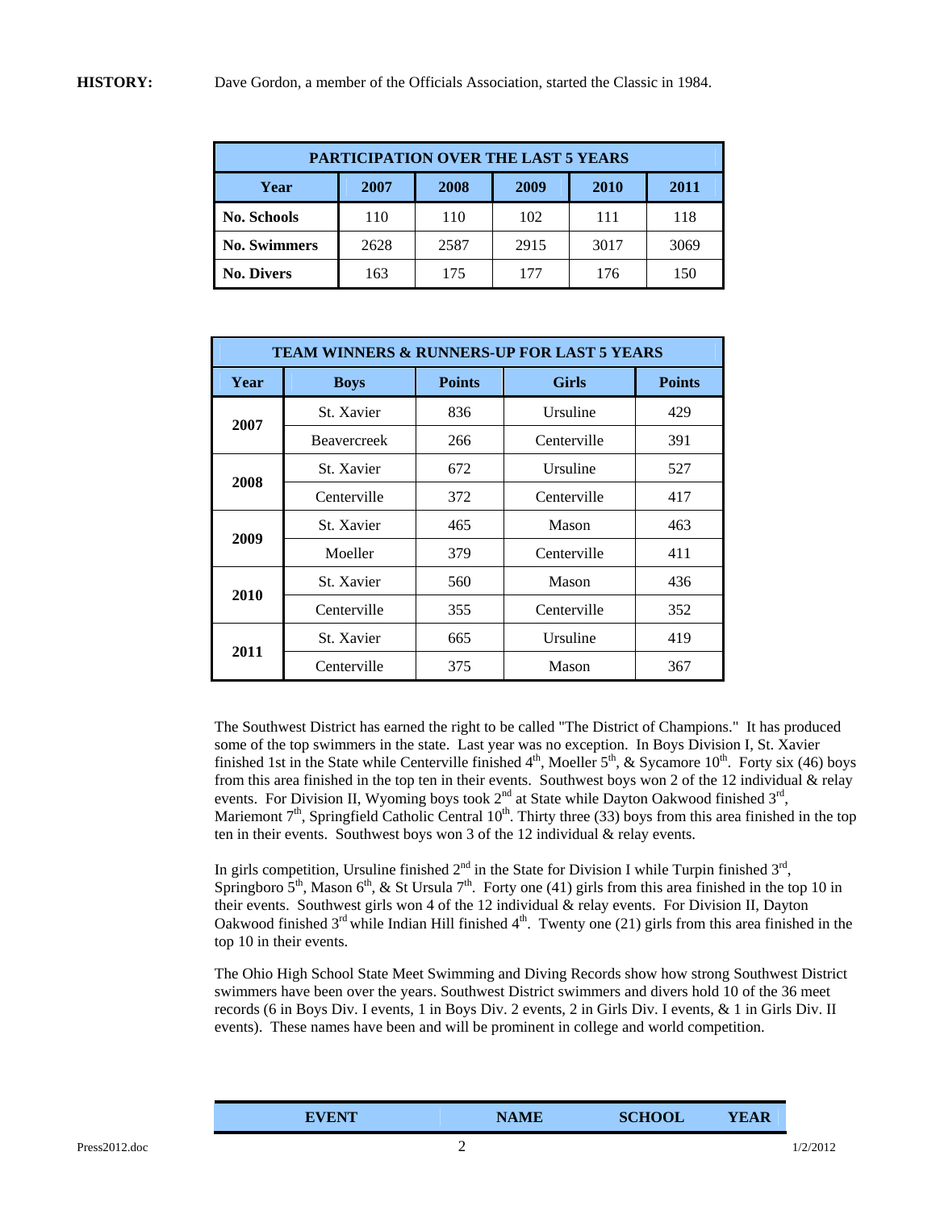**HISTORY:** Dave Gordon, a member of the Officials Association, started the Classic in 1984.

| PARTICIPATION OVER THE LAST 5 YEARS | | | | | |
|---|---|---|---|---|---|
| **Year** | **2007** | **2008** | **2009** | **2010** | **2011** |
| **No. Schools** | 110 | 110 | 102 | 111 | 118 |
| **No. Swimmers** | 2628 | 2587 | 2915 | 3017 | 3069 |
| **No. Divers** | 163 | 175 | 177 | 176 | 150 |

| TEAM WINNERS & RUNNERS-UP FOR LAST 5 YEARS | | | | |
|---|---|---|---|---|
| **Year** | **Boys** | **Points** | **Girls** | **Points** |
| **2007** | St. Xavier | 836 | Ursuline | 429 |
| | Beavercreek | 266 | Centerville | 391 |
| **2008** | St. Xavier | 672 | Ursuline | 527 |
| | Centerville | 372 | Centerville | 417 |
| **2009** | St. Xavier | 465 | Mason | 463 |
| | Moeller | 379 | Centerville | 411 |
| **2010** | St. Xavier | 560 | Mason | 436 |
| | Centerville | 355 | Centerville | 352 |
| **2011** | St. Xavier | 665 | Ursuline | 419 |
| | Centerville | 375 | Mason | 367 |

The Southwest District has earned the right to be called "The District of Champions." It has produced some of the top swimmers in the state. Last year was no exception. In Boys Division I, St. Xavier finished 1st in the State while Centerville finished 4th, Moeller 5th, & Sycamore 10th. Forty six (46) boys from this area finished in the top ten in their events. Southwest boys won 2 of the 12 individual & relay events. For Division II, Wyoming boys took 2nd at State while Dayton Oakwood finished 3rd, Mariemont 7th, Springfield Catholic Central 10th. Thirty three (33) boys from this area finished in the top ten in their events. Southwest boys won 3 of the 12 individual & relay events.

In girls competition, Ursuline finished 2nd in the State for Division I while Turpin finished 3rd, Springboro 5th, Mason 6th, & St Ursula 7th. Forty one (41) girls from this area finished in the top 10 in their events. Southwest girls won 4 of the 12 individual & relay events. For Division II, Dayton Oakwood finished 3rd while Indian Hill finished 4th. Twenty one (21) girls from this area finished in the top 10 in their events.

The Ohio High School State Meet Swimming and Diving Records show how strong Southwest District swimmers have been over the years. Southwest District swimmers and divers hold 10 of the 36 meet records (6 in Boys Div. I events, 1 in Boys Div. 2 events, 2 in Girls Div. I events, & 1 in Girls Div. II events). These names have been and will be prominent in college and world competition.

| EVENT | NAME | SCHOOL | YEAR |
|---|---|---|---|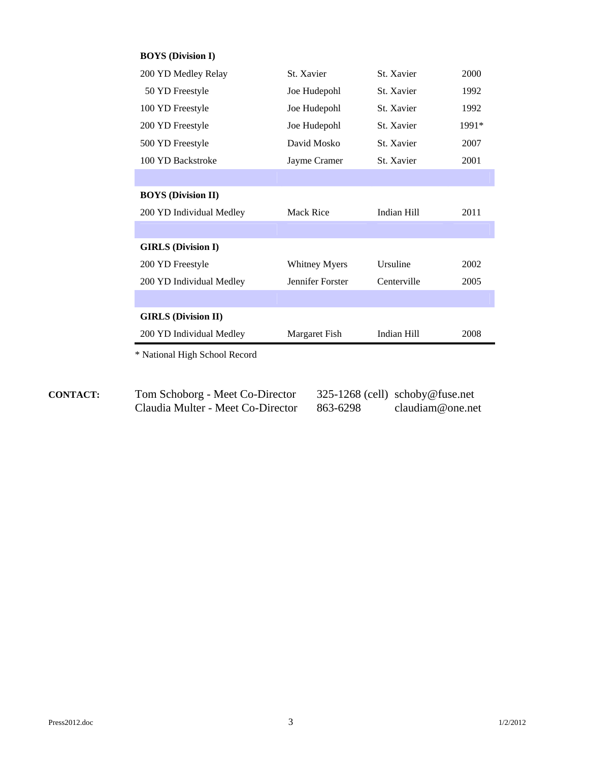| | | | |
|---|---|---|---|
| **BOYS (Division I)** | | | |
| 200 YD Medley Relay | St. Xavier | St. Xavier | 2000 |
| 50 YD Freestyle | Joe Hudepohl | St. Xavier | 1992 |
| 100 YD Freestyle | Joe Hudepohl | St. Xavier | 1992 |
| 200 YD Freestyle | Joe Hudepohl | St. Xavier | 1991* |
| 500 YD Freestyle | David Mosko | St. Xavier | 2007 |
| 100 YD Backstroke | Jayme Cramer | St. Xavier | 2001 |
| | | | |
| **BOYS (Division II)** | | | |
| 200 YD Individual Medley | Mack Rice | Indian Hill | 2011 |
| | | | |
| **GIRLS (Division I)** | | | |
| 200 YD Freestyle | Whitney Myers | Ursuline | 2002 |
| 200 YD Individual Medley | Jennifer Forster | Centerville | 2005 |
| | | | |
| **GIRLS (Division II)** | | | |
| 200 YD Individual Medley | Margaret Fish | Indian Hill | 2008 |

* National High School Record

**CONTACT:**

Tom Schoborg - Meet Co-Director 325-1268 (cell) schoby@fuse.net
Claudia Multer - Meet Co-Director 863-6298 claudiam@one.net